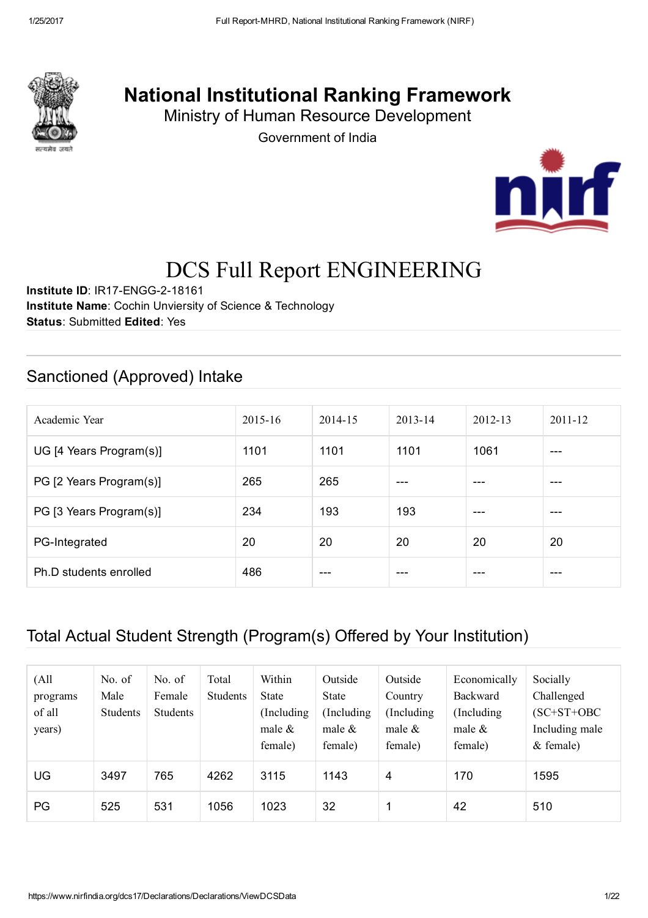# National Institutional Ranking Framework

Ministry of Human Resource Development

Government of India

# DCS Full Report ENGINEERING

**Institute ID**: IR17-ENGG-2-18161
**Institute Name**: Cochin Unviersity of Science & Technology
**Status**: Submitted **Edited**: Yes

## Sanctioned (Approved) Intake

| Academic Year | 2015-16 | 2014-15 | 2013-14 | 2012-13 | 2011-12 |
|---|---|---|---|---|---|
| UG [4 Years Program(s)] | 1101 | 1101 | 1101 | 1061 | --- |
| PG [2 Years Program(s)] | 265 | 265 | --- | --- | --- |
| PG [3 Years Program(s)] | 234 | 193 | 193 | --- | --- |
| PG-Integrated | 20 | 20 | 20 | 20 | 20 |
| Ph.D students enrolled | 486 | --- | --- | --- | --- |

## Total Actual Student Strength (Program(s) Offered by Your Institution)

| (All programs of all years) | No. of Male Students | No. of Female Students | Total Students | Within State (Including male & female) | Outside State (Including male & female) | Outside Country (Including male & female) | Economically Backward (Including male & female) | Socially Challenged (SC+ST+OBC Including male & female) |
|---|---|---|---|---|---|---|---|---|
| UG | 3497 | 765 | 4262 | 3115 | 1143 | 4 | 170 | 1595 |
| PG | 525 | 531 | 1056 | 1023 | 32 | 1 | 42 | 510 |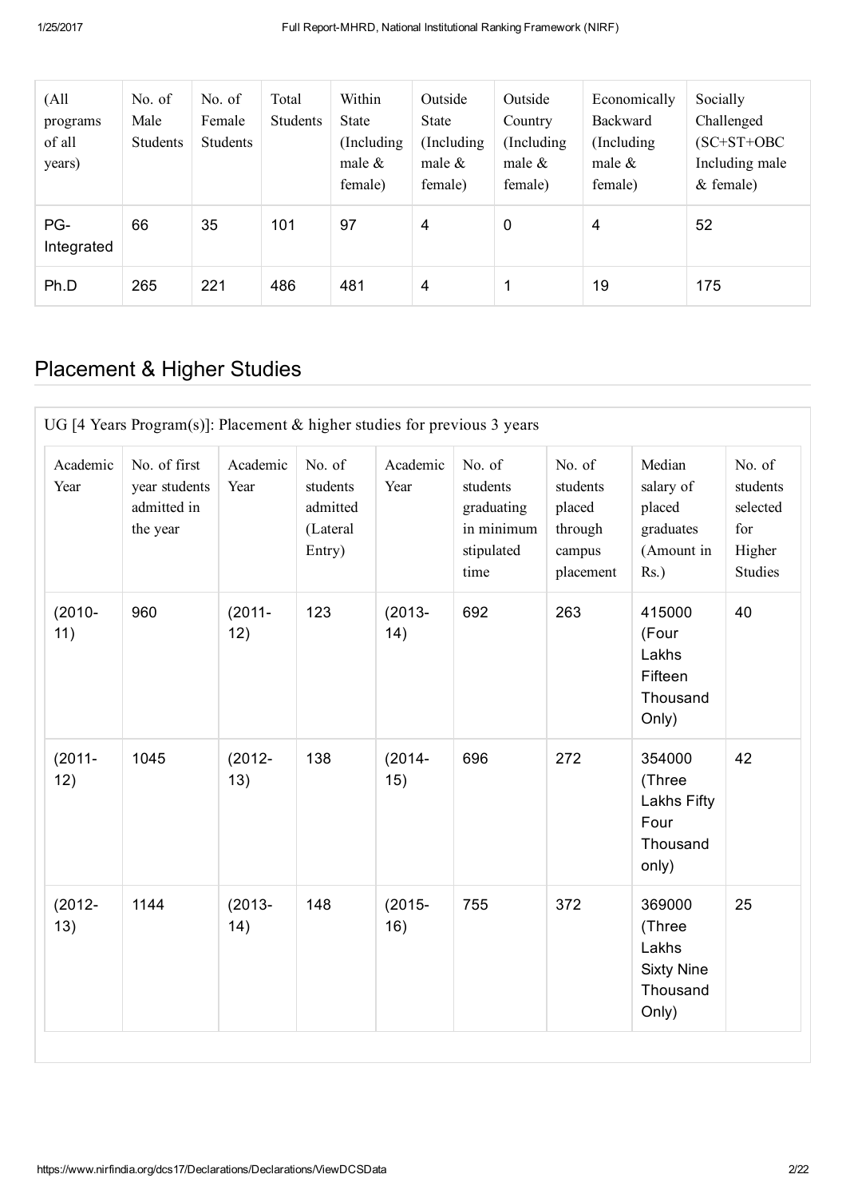| (All programs of all years) | No. of Male Students | No. of Female Students | Total Students | Within State (Including male & female) | Outside State (Including male & female) | Outside Country (Including male & female) | Economically Backward (Including male & female) | Socially Challenged (SC+ST+OBC Including male & female) |
|---|---|---|---|---|---|---|---|---|
| PG-Integrated | 66 | 35 | 101 | 97 | 4 | 0 | 4 | 52 |
| Ph.D | 265 | 221 | 486 | 481 | 4 | 1 | 19 | 175 |

## Placement & Higher Studies

UG [4 Years Program(s)]: Placement & higher studies for previous 3 years

| Academic Year | No. of first year students admitted in the year | Academic Year | No. of students admitted (Lateral Entry) | Academic Year | No. of students graduating in minimum stipulated time | No. of students placed through campus placement | Median salary of placed graduates (Amount in Rs.) | No. of students selected for Higher Studies |
|---|---|---|---|---|---|---|---|---|
| (2010-11) | 960 | (2011-12) | 123 | (2013-14) | 692 | 263 | 415000 (Four Lakhs Fifteen Thousand Only) | 40 |
| (2011-12) | 1045 | (2012-13) | 138 | (2014-15) | 696 | 272 | 354000 (Three Lakhs Fifty Four Thousand only) | 42 |
| (2012-13) | 1144 | (2013-14) | 148 | (2015-16) | 755 | 372 | 369000 (Three Lakhs Sixty Nine Thousand Only) | 25 |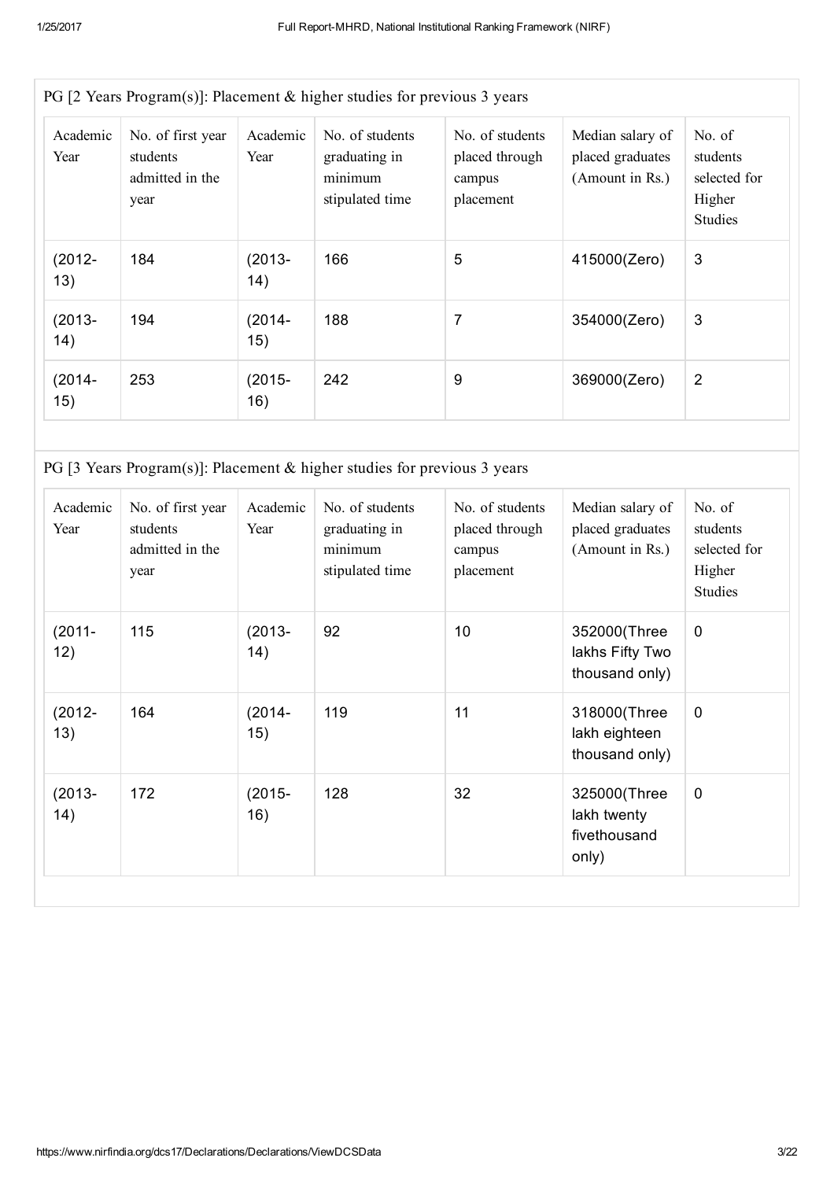PG [2 Years Program(s)]: Placement & higher studies for previous 3 years

| Academic Year | No. of first year students admitted in the year | Academic Year | No. of students graduating in minimum stipulated time | No. of students placed through campus placement | Median salary of placed graduates (Amount in Rs.) | No. of students selected for Higher Studies |
|---|---|---|---|---|---|---|
| (2012-13) | 184 | (2013-14) | 166 | 5 | 415000(Zero) | 3 |
| (2013-14) | 194 | (2014-15) | 188 | 7 | 354000(Zero) | 3 |
| (2014-15) | 253 | (2015-16) | 242 | 9 | 369000(Zero) | 2 |

PG [3 Years Program(s)]: Placement & higher studies for previous 3 years

| Academic Year | No. of first year students admitted in the year | Academic Year | No. of students graduating in minimum stipulated time | No. of students placed through campus placement | Median salary of placed graduates (Amount in Rs.) | No. of students selected for Higher Studies |
|---|---|---|---|---|---|---|
| (2011-12) | 115 | (2013-14) | 92 | 10 | 352000(Three lakhs Fifty Two thousand only) | 0 |
| (2012-13) | 164 | (2014-15) | 119 | 11 | 318000(Three lakh eighteen thousand only) | 0 |
| (2013-14) | 172 | (2015-16) | 128 | 32 | 325000(Three lakh twenty fivethousand only) | 0 |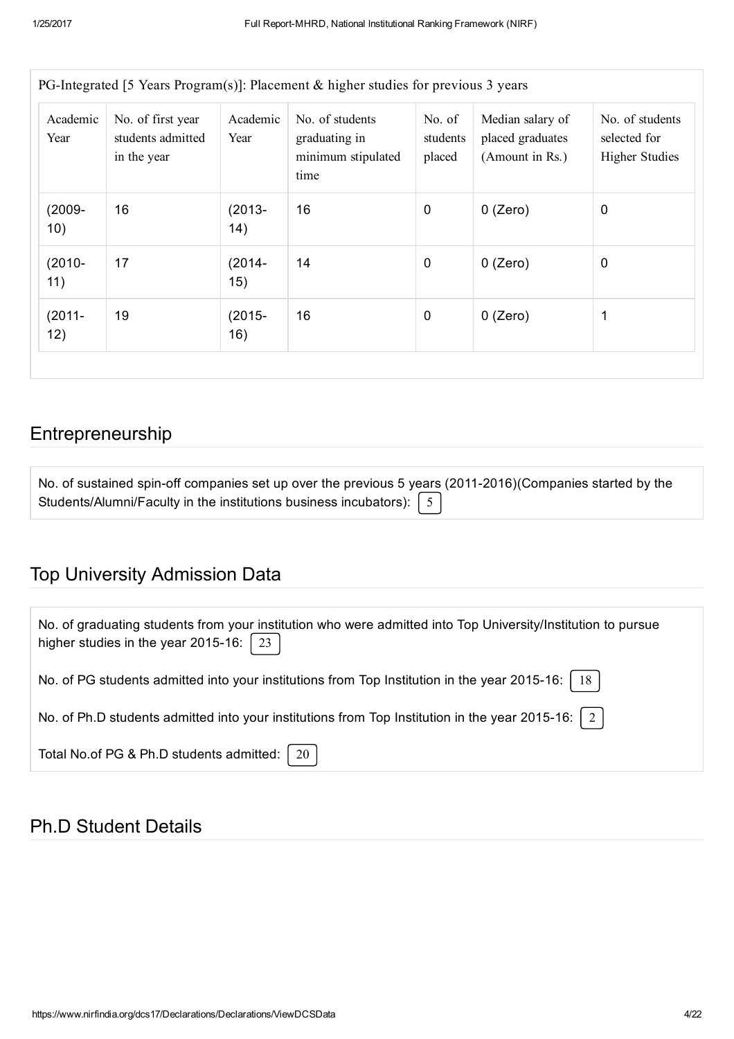PG-Integrated [5 Years Program(s)]: Placement & higher studies for previous 3 years

| Academic Year | No. of first year students admitted in the year | Academic Year | No. of students graduating in minimum stipulated time | No. of students placed | Median salary of placed graduates (Amount in Rs.) | No. of students selected for Higher Studies |
|---|---|---|---|---|---|---|
| (2009-10) | 16 | (2013-14) | 16 | 0 | 0 (Zero) | 0 |
| (2010-11) | 17 | (2014-15) | 14 | 0 | 0 (Zero) | 0 |
| (2011-12) | 19 | (2015-16) | 16 | 0 | 0 (Zero) | 1 |

## Entrepreneurship

No. of sustained spin-off companies set up over the previous 5 years (2011-2016)(Companies started by the Students/Alumni/Faculty in the institutions business incubators): 5

## Top University Admission Data

No. of graduating students from your institution who were admitted into Top University/Institution to pursue higher studies in the year 2015-16: 23

No. of PG students admitted into your institutions from Top Institution in the year 2015-16: 18

No. of Ph.D students admitted into your institutions from Top Institution in the year 2015-16: 2

Total No.of PG & Ph.D students admitted: 20

## Ph.D Student Details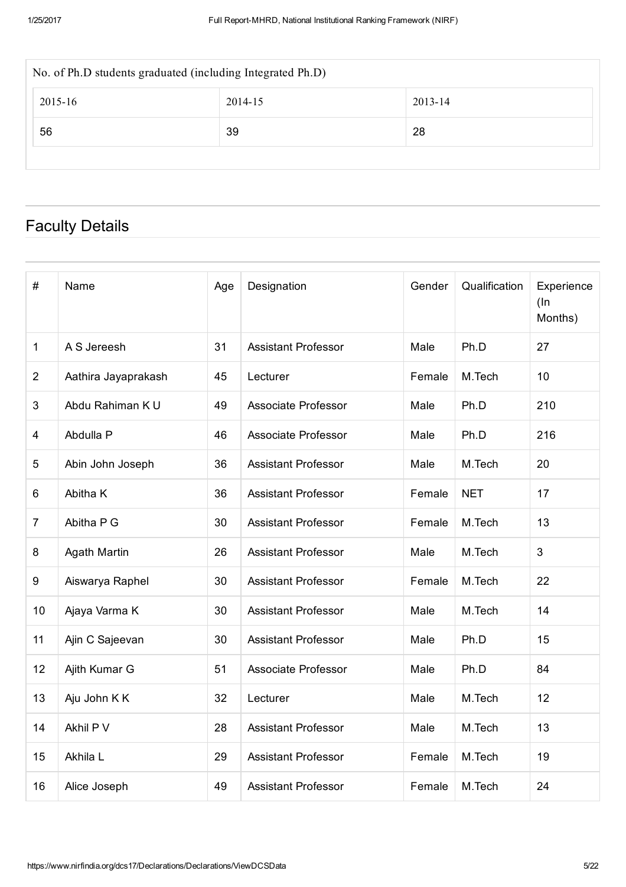| No. of Ph.D students graduated (including Integrated Ph.D) | | |
|---|---|---|
| 2015-16 | 2014-15 | 2013-14 |
| 56 | 39 | 28 |

## Faculty Details

| # | Name | Age | Designation | Gender | Qualification | Experience (In Months) |
|---|---|---|---|---|---|---|
| 1 | A S Jereesh | 31 | Assistant Professor | Male | Ph.D | 27 |
| 2 | Aathira Jayaprakash | 45 | Lecturer | Female | M.Tech | 10 |
| 3 | Abdu Rahiman K U | 49 | Associate Professor | Male | Ph.D | 210 |
| 4 | Abdulla P | 46 | Associate Professor | Male | Ph.D | 216 |
| 5 | Abin John Joseph | 36 | Assistant Professor | Male | M.Tech | 20 |
| 6 | Abitha K | 36 | Assistant Professor | Female | NET | 17 |
| 7 | Abitha P G | 30 | Assistant Professor | Female | M.Tech | 13 |
| 8 | Agath Martin | 26 | Assistant Professor | Male | M.Tech | 3 |
| 9 | Aiswarya Raphel | 30 | Assistant Professor | Female | M.Tech | 22 |
| 10 | Ajaya Varma K | 30 | Assistant Professor | Male | M.Tech | 14 |
| 11 | Ajin C Sajeevan | 30 | Assistant Professor | Male | Ph.D | 15 |
| 12 | Ajith Kumar G | 51 | Associate Professor | Male | Ph.D | 84 |
| 13 | Aju John K K | 32 | Lecturer | Male | M.Tech | 12 |
| 14 | Akhil P V | 28 | Assistant Professor | Male | M.Tech | 13 |
| 15 | Akhila L | 29 | Assistant Professor | Female | M.Tech | 19 |
| 16 | Alice Joseph | 49 | Assistant Professor | Female | M.Tech | 24 |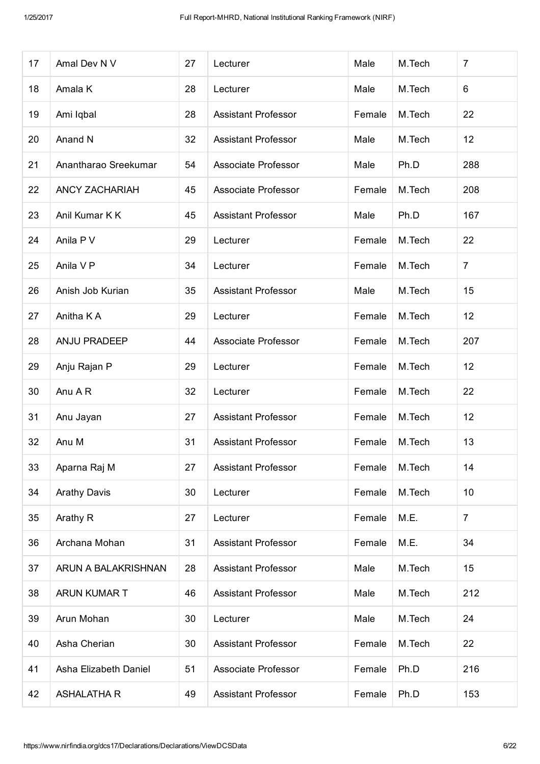| 17 | Amal Dev N V | 27 | Lecturer | Male | M.Tech | 7 |
|---|---|---|---|---|---|---|
| 18 | Amala K | 28 | Lecturer | Male | M.Tech | 6 |
| 19 | Ami Iqbal | 28 | Assistant Professor | Female | M.Tech | 22 |
| 20 | Anand N | 32 | Assistant Professor | Male | M.Tech | 12 |
| 21 | Anantharao Sreekumar | 54 | Associate Professor | Male | Ph.D | 288 |
| 22 | ANCY ZACHARIAH | 45 | Associate Professor | Female | M.Tech | 208 |
| 23 | Anil Kumar K K | 45 | Assistant Professor | Male | Ph.D | 167 |
| 24 | Anila P V | 29 | Lecturer | Female | M.Tech | 22 |
| 25 | Anila V P | 34 | Lecturer | Female | M.Tech | 7 |
| 26 | Anish Job Kurian | 35 | Assistant Professor | Male | M.Tech | 15 |
| 27 | Anitha K A | 29 | Lecturer | Female | M.Tech | 12 |
| 28 | ANJU PRADEEP | 44 | Associate Professor | Female | M.Tech | 207 |
| 29 | Anju Rajan P | 29 | Lecturer | Female | M.Tech | 12 |
| 30 | Anu A R | 32 | Lecturer | Female | M.Tech | 22 |
| 31 | Anu Jayan | 27 | Assistant Professor | Female | M.Tech | 12 |
| 32 | Anu M | 31 | Assistant Professor | Female | M.Tech | 13 |
| 33 | Aparna Raj M | 27 | Assistant Professor | Female | M.Tech | 14 |
| 34 | Arathy Davis | 30 | Lecturer | Female | M.Tech | 10 |
| 35 | Arathy R | 27 | Lecturer | Female | M.E. | 7 |
| 36 | Archana Mohan | 31 | Assistant Professor | Female | M.E. | 34 |
| 37 | ARUN A BALAKRISHNAN | 28 | Assistant Professor | Male | M.Tech | 15 |
| 38 | ARUN KUMAR T | 46 | Assistant Professor | Male | M.Tech | 212 |
| 39 | Arun Mohan | 30 | Lecturer | Male | M.Tech | 24 |
| 40 | Asha Cherian | 30 | Assistant Professor | Female | M.Tech | 22 |
| 41 | Asha Elizabeth Daniel | 51 | Associate Professor | Female | Ph.D | 216 |
| 42 | ASHALATHA R | 49 | Assistant Professor | Female | Ph.D | 153 |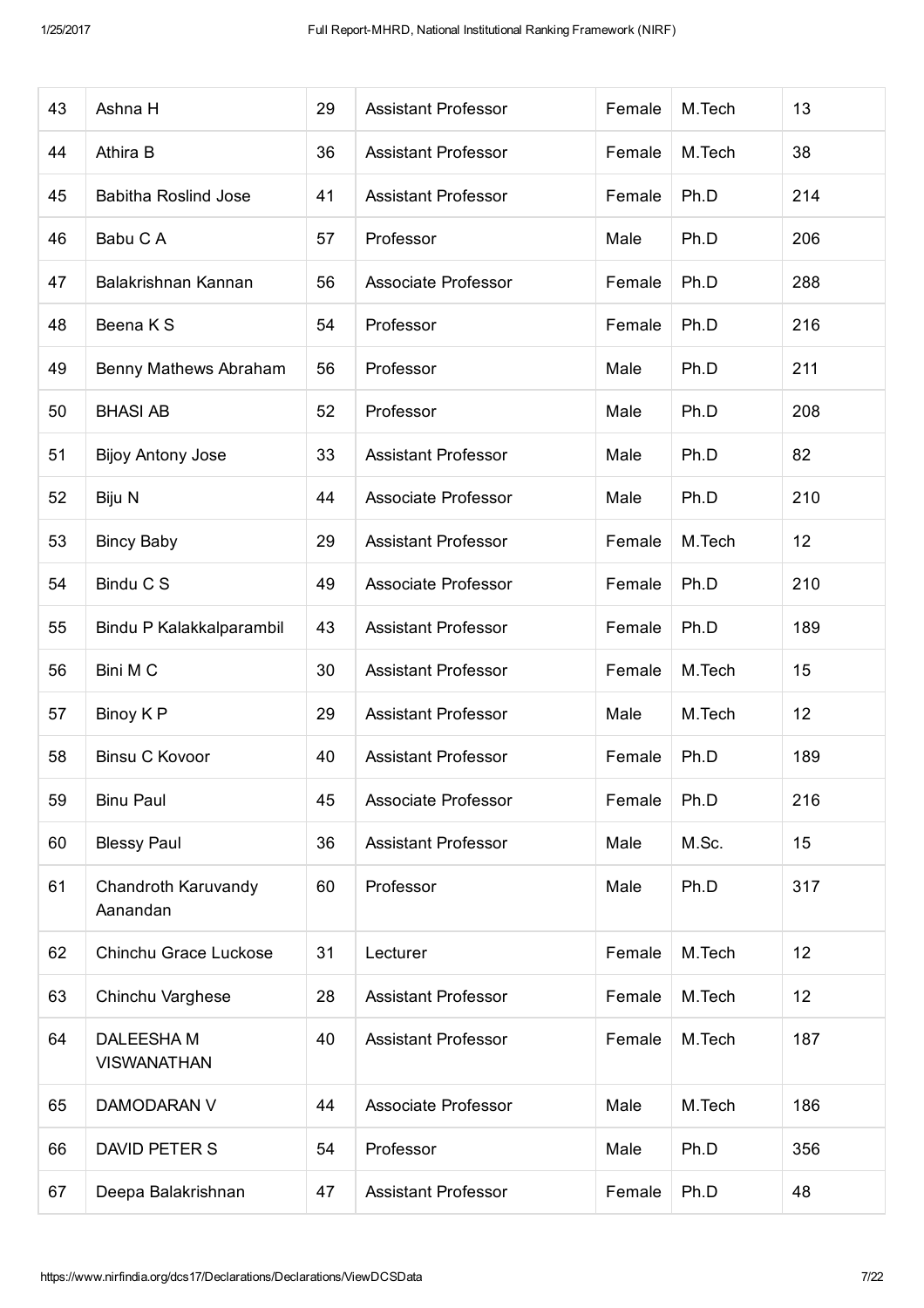| | | | | | | |
|---|---|---|---|---|---|---|
| 43 | Ashna H | 29 | Assistant Professor | Female | M.Tech | 13 |
| 44 | Athira B | 36 | Assistant Professor | Female | M.Tech | 38 |
| 45 | Babitha Roslind Jose | 41 | Assistant Professor | Female | Ph.D | 214 |
| 46 | Babu C A | 57 | Professor | Male | Ph.D | 206 |
| 47 | Balakrishnan Kannan | 56 | Associate Professor | Female | Ph.D | 288 |
| 48 | Beena K S | 54 | Professor | Female | Ph.D | 216 |
| 49 | Benny Mathews Abraham | 56 | Professor | Male | Ph.D | 211 |
| 50 | BHASI AB | 52 | Professor | Male | Ph.D | 208 |
| 51 | Bijoy Antony Jose | 33 | Assistant Professor | Male | Ph.D | 82 |
| 52 | Biju N | 44 | Associate Professor | Male | Ph.D | 210 |
| 53 | Bincy Baby | 29 | Assistant Professor | Female | M.Tech | 12 |
| 54 | Bindu C S | 49 | Associate Professor | Female | Ph.D | 210 |
| 55 | Bindu P Kalakkalparambil | 43 | Assistant Professor | Female | Ph.D | 189 |
| 56 | Bini M C | 30 | Assistant Professor | Female | M.Tech | 15 |
| 57 | Binoy K P | 29 | Assistant Professor | Male | M.Tech | 12 |
| 58 | Binsu C Kovoor | 40 | Assistant Professor | Female | Ph.D | 189 |
| 59 | Binu Paul | 45 | Associate Professor | Female | Ph.D | 216 |
| 60 | Blessy Paul | 36 | Assistant Professor | Male | M.Sc. | 15 |
| 61 | Chandroth Karuvandy Aanandan | 60 | Professor | Male | Ph.D | 317 |
| 62 | Chinchu Grace Luckose | 31 | Lecturer | Female | M.Tech | 12 |
| 63 | Chinchu Varghese | 28 | Assistant Professor | Female | M.Tech | 12 |
| 64 | DALEESHA M VISWANATHAN | 40 | Assistant Professor | Female | M.Tech | 187 |
| 65 | DAMODARAN V | 44 | Associate Professor | Male | M.Tech | 186 |
| 66 | DAVID PETER S | 54 | Professor | Male | Ph.D | 356 |
| 67 | Deepa Balakrishnan | 47 | Assistant Professor | Female | Ph.D | 48 |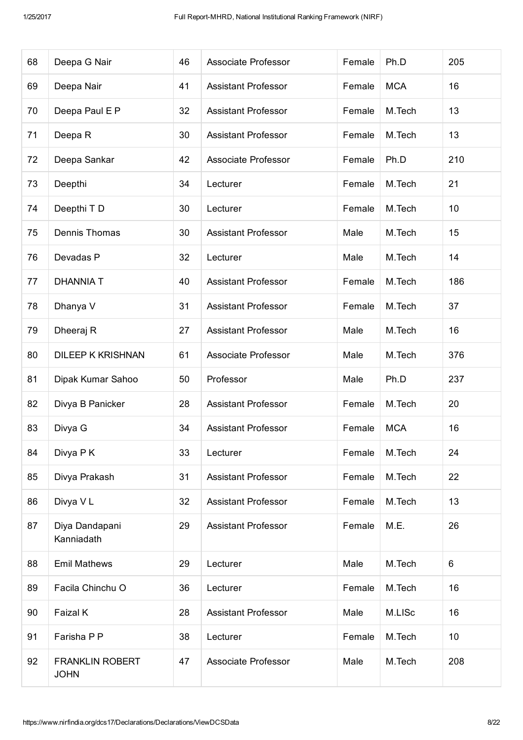| 68 | Deepa G Nair | 46 | Associate Professor | Female | Ph.D | 205 |
|---|---|---|---|---|---|---|
| 69 | Deepa Nair | 41 | Assistant Professor | Female | MCA | 16 |
| 70 | Deepa Paul E P | 32 | Assistant Professor | Female | M.Tech | 13 |
| 71 | Deepa R | 30 | Assistant Professor | Female | M.Tech | 13 |
| 72 | Deepa Sankar | 42 | Associate Professor | Female | Ph.D | 210 |
| 73 | Deepthi | 34 | Lecturer | Female | M.Tech | 21 |
| 74 | Deepthi T D | 30 | Lecturer | Female | M.Tech | 10 |
| 75 | Dennis Thomas | 30 | Assistant Professor | Male | M.Tech | 15 |
| 76 | Devadas P | 32 | Lecturer | Male | M.Tech | 14 |
| 77 | DHANNIA T | 40 | Assistant Professor | Female | M.Tech | 186 |
| 78 | Dhanya V | 31 | Assistant Professor | Female | M.Tech | 37 |
| 79 | Dheeraj R | 27 | Assistant Professor | Male | M.Tech | 16 |
| 80 | DILEEP K KRISHNAN | 61 | Associate Professor | Male | M.Tech | 376 |
| 81 | Dipak Kumar Sahoo | 50 | Professor | Male | Ph.D | 237 |
| 82 | Divya B Panicker | 28 | Assistant Professor | Female | M.Tech | 20 |
| 83 | Divya G | 34 | Assistant Professor | Female | MCA | 16 |
| 84 | Divya P K | 33 | Lecturer | Female | M.Tech | 24 |
| 85 | Divya Prakash | 31 | Assistant Professor | Female | M.Tech | 22 |
| 86 | Divya V L | 32 | Assistant Professor | Female | M.Tech | 13 |
| 87 | Diya Dandapani Kanniadath | 29 | Assistant Professor | Female | M.E. | 26 |
| 88 | Emil Mathews | 29 | Lecturer | Male | M.Tech | 6 |
| 89 | Facila Chinchu O | 36 | Lecturer | Female | M.Tech | 16 |
| 90 | Faizal K | 28 | Assistant Professor | Male | M.LISc | 16 |
| 91 | Farisha P P | 38 | Lecturer | Female | M.Tech | 10 |
| 92 | FRANKLIN ROBERT JOHN | 47 | Associate Professor | Male | M.Tech | 208 |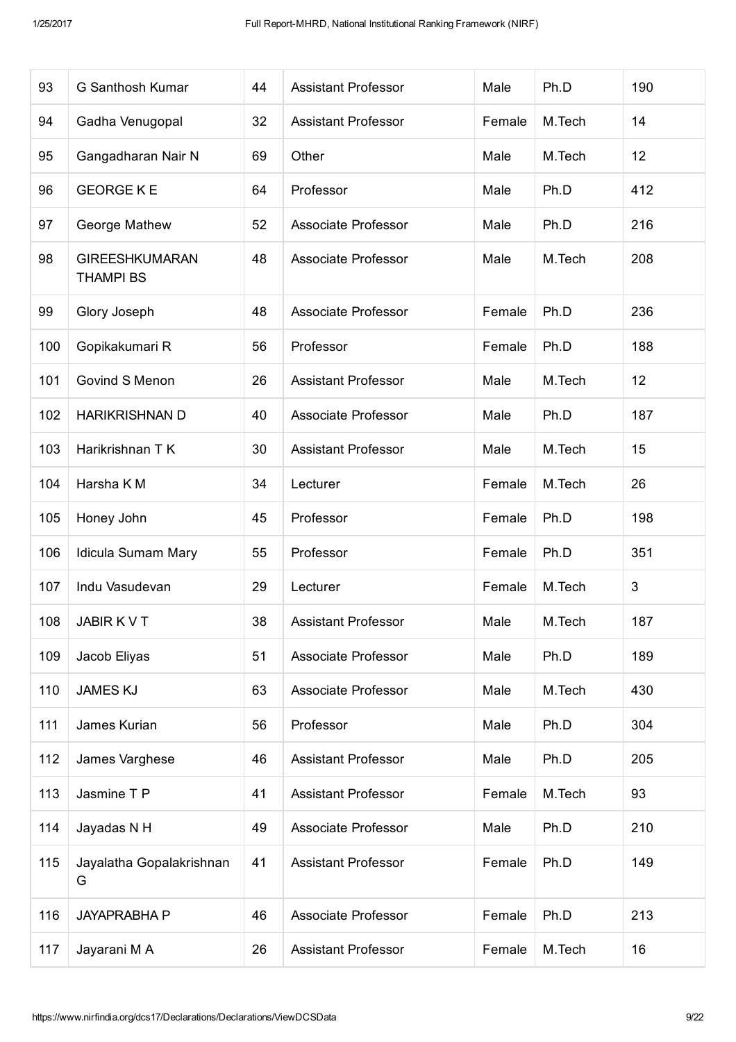| 93 | G Santhosh Kumar | 44 | Assistant Professor | Male | Ph.D | 190 |
|---|---|---|---|---|---|---|
| 94 | Gadha Venugopal | 32 | Assistant Professor | Female | M.Tech | 14 |
| 95 | Gangadharan Nair N | 69 | Other | Male | M.Tech | 12 |
| 96 | GEORGE K E | 64 | Professor | Male | Ph.D | 412 |
| 97 | George Mathew | 52 | Associate Professor | Male | Ph.D | 216 |
| 98 | GIREESHKUMARAN THAMPI BS | 48 | Associate Professor | Male | M.Tech | 208 |
| 99 | Glory Joseph | 48 | Associate Professor | Female | Ph.D | 236 |
| 100 | Gopikakumari R | 56 | Professor | Female | Ph.D | 188 |
| 101 | Govind S Menon | 26 | Assistant Professor | Male | M.Tech | 12 |
| 102 | HARIKRISHNAN D | 40 | Associate Professor | Male | Ph.D | 187 |
| 103 | Harikrishnan T K | 30 | Assistant Professor | Male | M.Tech | 15 |
| 104 | Harsha K M | 34 | Lecturer | Female | M.Tech | 26 |
| 105 | Honey John | 45 | Professor | Female | Ph.D | 198 |
| 106 | Idicula Sumam Mary | 55 | Professor | Female | Ph.D | 351 |
| 107 | Indu Vasudevan | 29 | Lecturer | Female | M.Tech | 3 |
| 108 | JABIR K V T | 38 | Assistant Professor | Male | M.Tech | 187 |
| 109 | Jacob Eliyas | 51 | Associate Professor | Male | Ph.D | 189 |
| 110 | JAMES KJ | 63 | Associate Professor | Male | M.Tech | 430 |
| 111 | James Kurian | 56 | Professor | Male | Ph.D | 304 |
| 112 | James Varghese | 46 | Assistant Professor | Male | Ph.D | 205 |
| 113 | Jasmine T P | 41 | Assistant Professor | Female | M.Tech | 93 |
| 114 | Jayadas N H | 49 | Associate Professor | Male | Ph.D | 210 |
| 115 | Jayalatha Gopalakrishnan G | 41 | Assistant Professor | Female | Ph.D | 149 |
| 116 | JAYAPRABHA P | 46 | Associate Professor | Female | Ph.D | 213 |
| 117 | Jayarani M A | 26 | Assistant Professor | Female | M.Tech | 16 |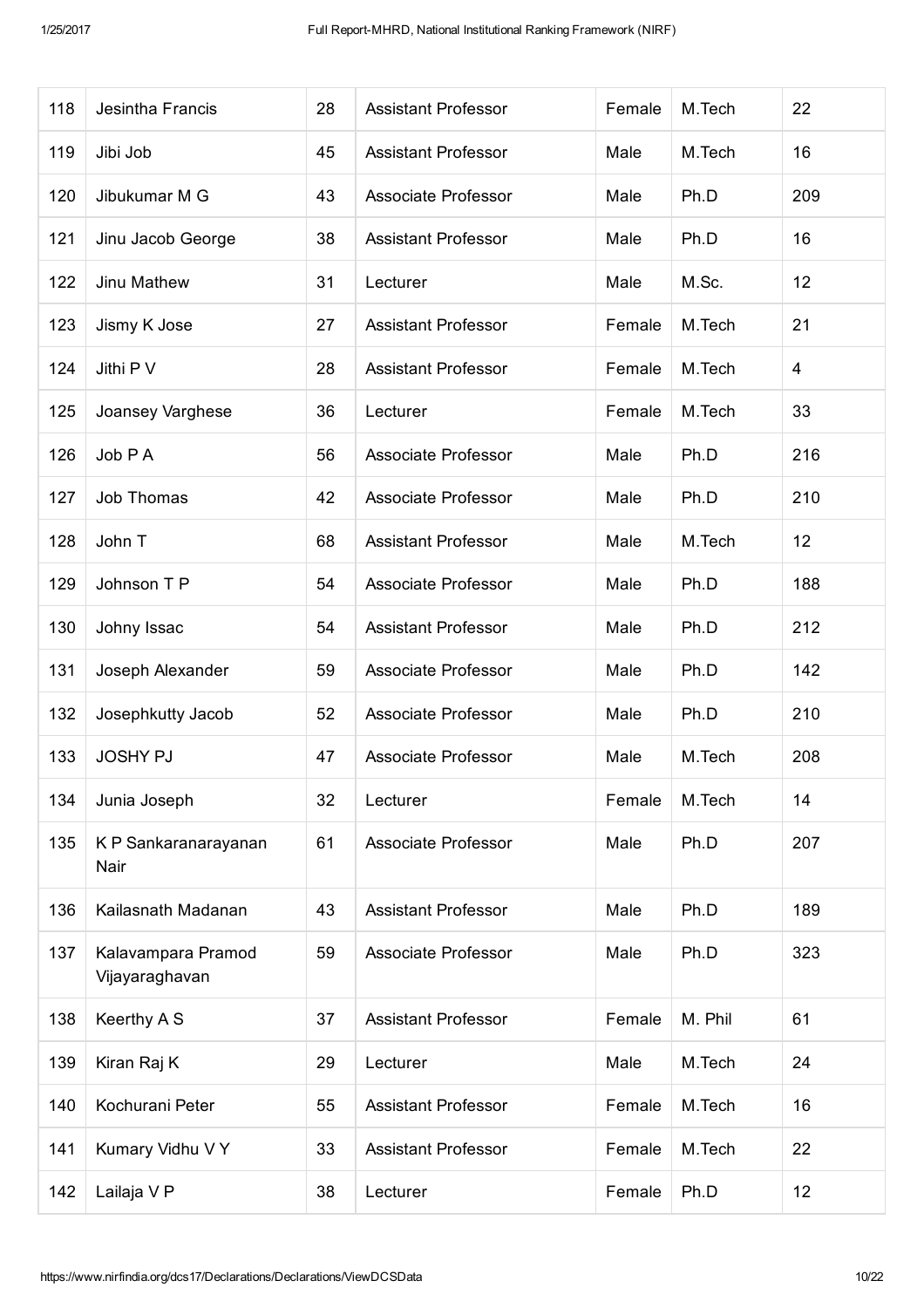| 118 | Jesintha Francis | 28 | Assistant Professor | Female | M.Tech | 22 |
|---|---|---|---|---|---|---|
| 119 | Jibi Job | 45 | Assistant Professor | Male | M.Tech | 16 |
| 120 | Jibukumar M G | 43 | Associate Professor | Male | Ph.D | 209 |
| 121 | Jinu Jacob George | 38 | Assistant Professor | Male | Ph.D | 16 |
| 122 | Jinu Mathew | 31 | Lecturer | Male | M.Sc. | 12 |
| 123 | Jismy K Jose | 27 | Assistant Professor | Female | M.Tech | 21 |
| 124 | Jithi P V | 28 | Assistant Professor | Female | M.Tech | 4 |
| 125 | Joansey Varghese | 36 | Lecturer | Female | M.Tech | 33 |
| 126 | Job P A | 56 | Associate Professor | Male | Ph.D | 216 |
| 127 | Job Thomas | 42 | Associate Professor | Male | Ph.D | 210 |
| 128 | John T | 68 | Assistant Professor | Male | M.Tech | 12 |
| 129 | Johnson T P | 54 | Associate Professor | Male | Ph.D | 188 |
| 130 | Johny Issac | 54 | Assistant Professor | Male | Ph.D | 212 |
| 131 | Joseph Alexander | 59 | Associate Professor | Male | Ph.D | 142 |
| 132 | Josephkutty Jacob | 52 | Associate Professor | Male | Ph.D | 210 |
| 133 | JOSHY PJ | 47 | Associate Professor | Male | M.Tech | 208 |
| 134 | Junia Joseph | 32 | Lecturer | Female | M.Tech | 14 |
| 135 | K P Sankaranarayanan Nair | 61 | Associate Professor | Male | Ph.D | 207 |
| 136 | Kailasnath Madanan | 43 | Assistant Professor | Male | Ph.D | 189 |
| 137 | Kalavampara Pramod Vijayaraghavan | 59 | Associate Professor | Male | Ph.D | 323 |
| 138 | Keerthy A S | 37 | Assistant Professor | Female | M. Phil | 61 |
| 139 | Kiran Raj K | 29 | Lecturer | Male | M.Tech | 24 |
| 140 | Kochurani Peter | 55 | Assistant Professor | Female | M.Tech | 16 |
| 141 | Kumary Vidhu V Y | 33 | Assistant Professor | Female | M.Tech | 22 |
| 142 | Lailaja V P | 38 | Lecturer | Female | Ph.D | 12 |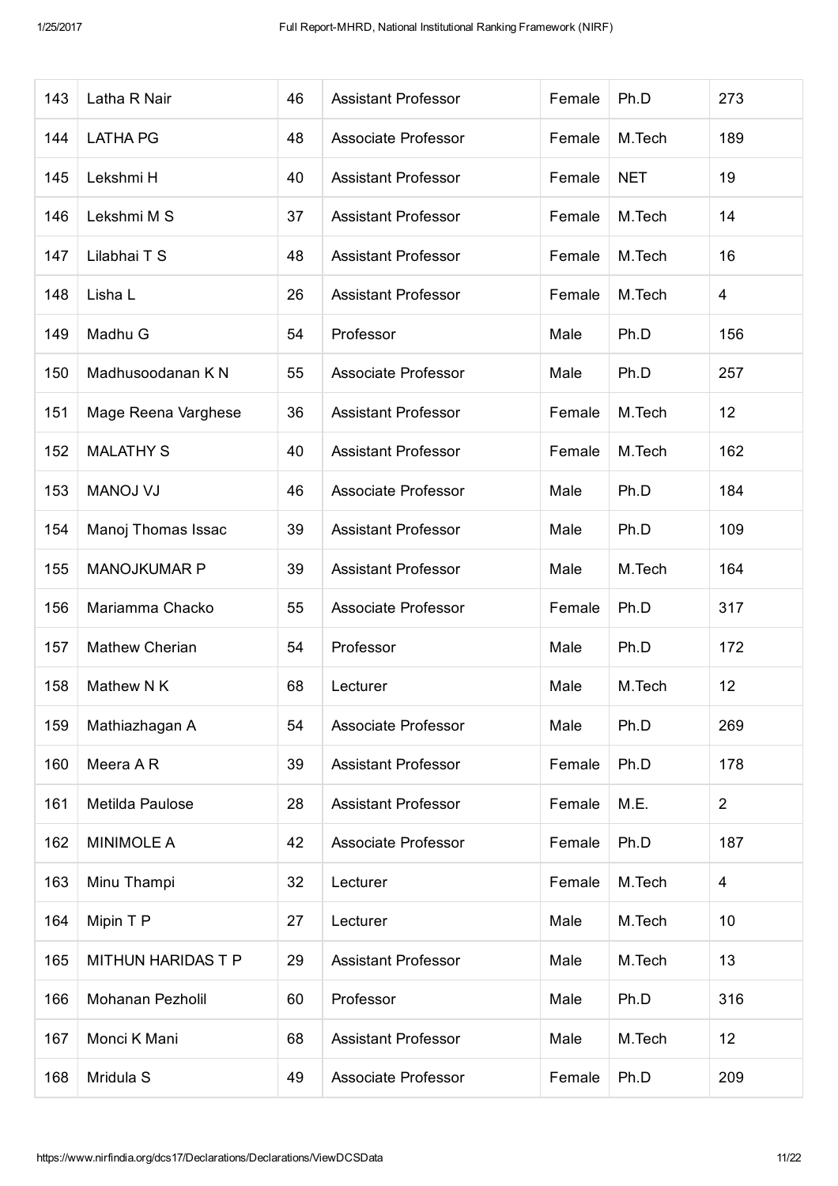| | | | | | | |
|---|---|---|---|---|---|---|
| 143 | Latha R Nair | 46 | Assistant Professor | Female | Ph.D | 273 |
| 144 | LATHA PG | 48 | Associate Professor | Female | M.Tech | 189 |
| 145 | Lekshmi H | 40 | Assistant Professor | Female | NET | 19 |
| 146 | Lekshmi M S | 37 | Assistant Professor | Female | M.Tech | 14 |
| 147 | Lilabhai T S | 48 | Assistant Professor | Female | M.Tech | 16 |
| 148 | Lisha L | 26 | Assistant Professor | Female | M.Tech | 4 |
| 149 | Madhu G | 54 | Professor | Male | Ph.D | 156 |
| 150 | Madhusoodanan K N | 55 | Associate Professor | Male | Ph.D | 257 |
| 151 | Mage Reena Varghese | 36 | Assistant Professor | Female | M.Tech | 12 |
| 152 | MALATHY S | 40 | Assistant Professor | Female | M.Tech | 162 |
| 153 | MANOJ VJ | 46 | Associate Professor | Male | Ph.D | 184 |
| 154 | Manoj Thomas Issac | 39 | Assistant Professor | Male | Ph.D | 109 |
| 155 | MANOJKUMAR P | 39 | Assistant Professor | Male | M.Tech | 164 |
| 156 | Mariamma Chacko | 55 | Associate Professor | Female | Ph.D | 317 |
| 157 | Mathew Cherian | 54 | Professor | Male | Ph.D | 172 |
| 158 | Mathew N K | 68 | Lecturer | Male | M.Tech | 12 |
| 159 | Mathiazhagan A | 54 | Associate Professor | Male | Ph.D | 269 |
| 160 | Meera A R | 39 | Assistant Professor | Female | Ph.D | 178 |
| 161 | Metilda Paulose | 28 | Assistant Professor | Female | M.E. | 2 |
| 162 | MINIMOLE A | 42 | Associate Professor | Female | Ph.D | 187 |
| 163 | Minu Thampi | 32 | Lecturer | Female | M.Tech | 4 |
| 164 | Mipin T P | 27 | Lecturer | Male | M.Tech | 10 |
| 165 | MITHUN HARIDAS T P | 29 | Assistant Professor | Male | M.Tech | 13 |
| 166 | Mohanan Pezholil | 60 | Professor | Male | Ph.D | 316 |
| 167 | Monci K Mani | 68 | Assistant Professor | Male | M.Tech | 12 |
| 168 | Mridula S | 49 | Associate Professor | Female | Ph.D | 209 |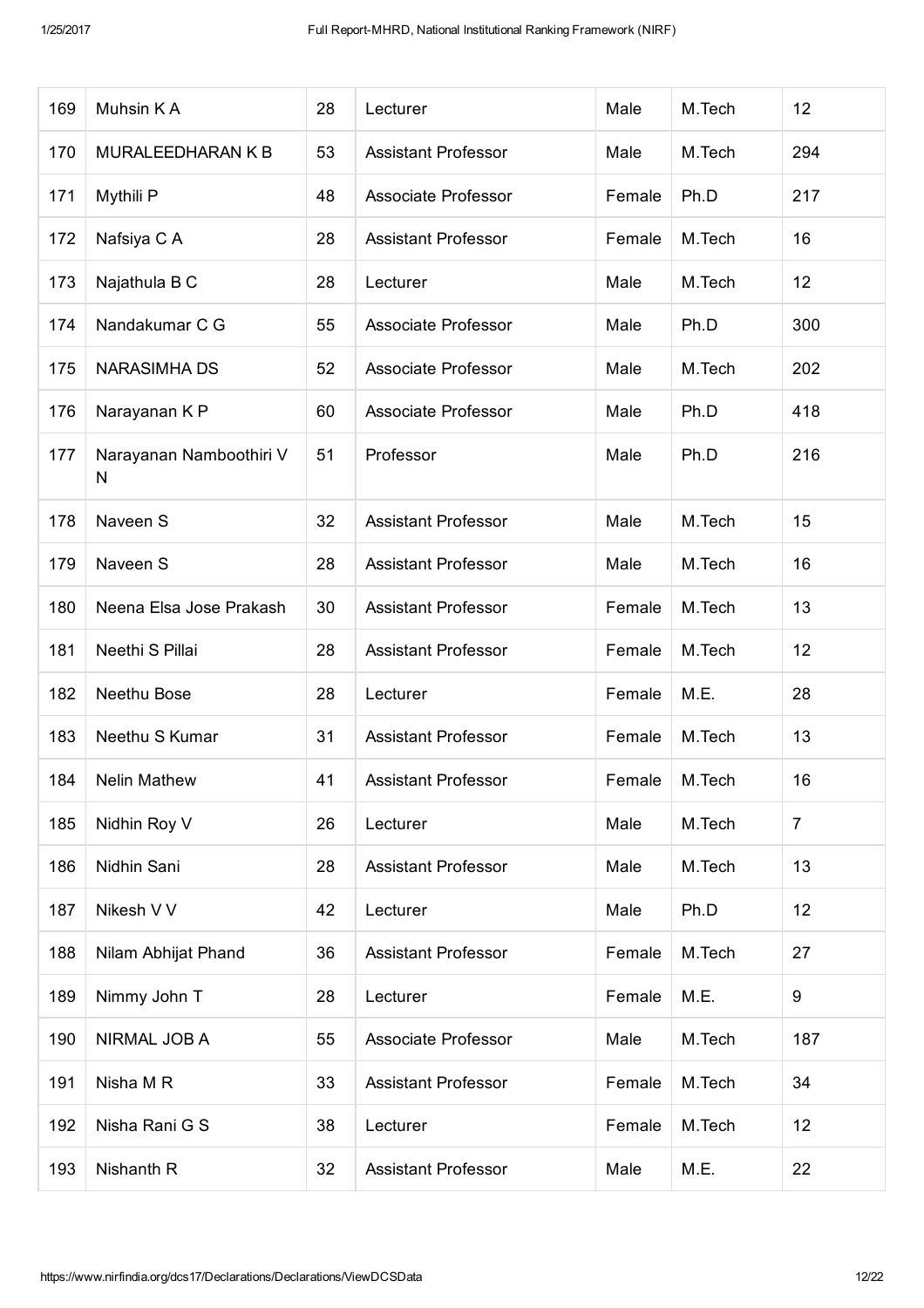| | | | | | | |
|---|---|---|---|---|---|---|
| 169 | Muhsin K A | 28 | Lecturer | Male | M.Tech | 12 |
| 170 | MURALEEDHARAN K B | 53 | Assistant Professor | Male | M.Tech | 294 |
| 171 | Mythili P | 48 | Associate Professor | Female | Ph.D | 217 |
| 172 | Nafsiya C A | 28 | Assistant Professor | Female | M.Tech | 16 |
| 173 | Najathula B C | 28 | Lecturer | Male | M.Tech | 12 |
| 174 | Nandakumar C G | 55 | Associate Professor | Male | Ph.D | 300 |
| 175 | NARASIMHA DS | 52 | Associate Professor | Male | M.Tech | 202 |
| 176 | Narayanan K P | 60 | Associate Professor | Male | Ph.D | 418 |
| 177 | Narayanan Namboothiri V N | 51 | Professor | Male | Ph.D | 216 |
| 178 | Naveen S | 32 | Assistant Professor | Male | M.Tech | 15 |
| 179 | Naveen S | 28 | Assistant Professor | Male | M.Tech | 16 |
| 180 | Neena Elsa Jose Prakash | 30 | Assistant Professor | Female | M.Tech | 13 |
| 181 | Neethi S Pillai | 28 | Assistant Professor | Female | M.Tech | 12 |
| 182 | Neethu Bose | 28 | Lecturer | Female | M.E. | 28 |
| 183 | Neethu S Kumar | 31 | Assistant Professor | Female | M.Tech | 13 |
| 184 | Nelin Mathew | 41 | Assistant Professor | Female | M.Tech | 16 |
| 185 | Nidhin Roy V | 26 | Lecturer | Male | M.Tech | 7 |
| 186 | Nidhin Sani | 28 | Assistant Professor | Male | M.Tech | 13 |
| 187 | Nikesh V V | 42 | Lecturer | Male | Ph.D | 12 |
| 188 | Nilam Abhijat Phand | 36 | Assistant Professor | Female | M.Tech | 27 |
| 189 | Nimmy John T | 28 | Lecturer | Female | M.E. | 9 |
| 190 | NIRMAL JOB A | 55 | Associate Professor | Male | M.Tech | 187 |
| 191 | Nisha M R | 33 | Assistant Professor | Female | M.Tech | 34 |
| 192 | Nisha Rani G S | 38 | Lecturer | Female | M.Tech | 12 |
| 193 | Nishanth R | 32 | Assistant Professor | Male | M.E. | 22 |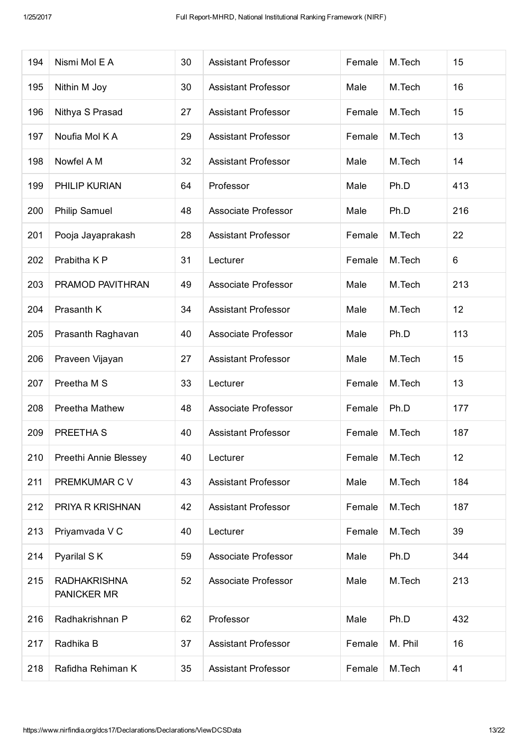| | | | | | | |
|---|---|---|---|---|---|---|
| 194 | Nismi Mol E A | 30 | Assistant Professor | Female | M.Tech | 15 |
| 195 | Nithin M Joy | 30 | Assistant Professor | Male | M.Tech | 16 |
| 196 | Nithya S Prasad | 27 | Assistant Professor | Female | M.Tech | 15 |
| 197 | Noufia Mol K A | 29 | Assistant Professor | Female | M.Tech | 13 |
| 198 | Nowfel A M | 32 | Assistant Professor | Male | M.Tech | 14 |
| 199 | PHILIP KURIAN | 64 | Professor | Male | Ph.D | 413 |
| 200 | Philip Samuel | 48 | Associate Professor | Male | Ph.D | 216 |
| 201 | Pooja Jayaprakash | 28 | Assistant Professor | Female | M.Tech | 22 |
| 202 | Prabitha K P | 31 | Lecturer | Female | M.Tech | 6 |
| 203 | PRAMOD PAVITHRAN | 49 | Associate Professor | Male | M.Tech | 213 |
| 204 | Prasanth K | 34 | Assistant Professor | Male | M.Tech | 12 |
| 205 | Prasanth Raghavan | 40 | Associate Professor | Male | Ph.D | 113 |
| 206 | Praveen Vijayan | 27 | Assistant Professor | Male | M.Tech | 15 |
| 207 | Preetha M S | 33 | Lecturer | Female | M.Tech | 13 |
| 208 | Preetha Mathew | 48 | Associate Professor | Female | Ph.D | 177 |
| 209 | PREETHA S | 40 | Assistant Professor | Female | M.Tech | 187 |
| 210 | Preethi Annie Blessey | 40 | Lecturer | Female | M.Tech | 12 |
| 211 | PREMKUMAR C V | 43 | Assistant Professor | Male | M.Tech | 184 |
| 212 | PRIYA R KRISHNAN | 42 | Assistant Professor | Female | M.Tech | 187 |
| 213 | Priyamvada V C | 40 | Lecturer | Female | M.Tech | 39 |
| 214 | Pyarilal S K | 59 | Associate Professor | Male | Ph.D | 344 |
| 215 | RADHAKRISHNA PANICKER MR | 52 | Associate Professor | Male | M.Tech | 213 |
| 216 | Radhakrishnan P | 62 | Professor | Male | Ph.D | 432 |
| 217 | Radhika B | 37 | Assistant Professor | Female | M. Phil | 16 |
| 218 | Rafidha Rehiman K | 35 | Assistant Professor | Female | M.Tech | 41 |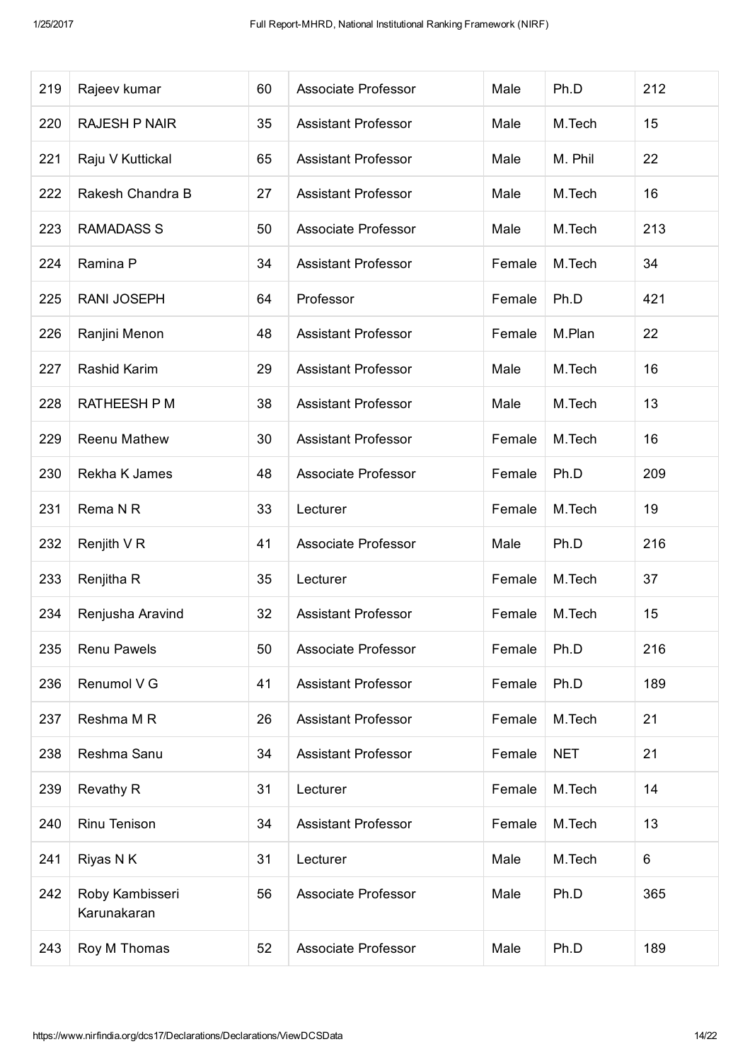| | | | | | | |
|---|---|---|---|---|---|---|
| 219 | Rajeev kumar | 60 | Associate Professor | Male | Ph.D | 212 |
| 220 | RAJESH P NAIR | 35 | Assistant Professor | Male | M.Tech | 15 |
| 221 | Raju V Kuttickal | 65 | Assistant Professor | Male | M. Phil | 22 |
| 222 | Rakesh Chandra B | 27 | Assistant Professor | Male | M.Tech | 16 |
| 223 | RAMADASS S | 50 | Associate Professor | Male | M.Tech | 213 |
| 224 | Ramina P | 34 | Assistant Professor | Female | M.Tech | 34 |
| 225 | RANI JOSEPH | 64 | Professor | Female | Ph.D | 421 |
| 226 | Ranjini Menon | 48 | Assistant Professor | Female | M.Plan | 22 |
| 227 | Rashid Karim | 29 | Assistant Professor | Male | M.Tech | 16 |
| 228 | RATHEESH P M | 38 | Assistant Professor | Male | M.Tech | 13 |
| 229 | Reenu Mathew | 30 | Assistant Professor | Female | M.Tech | 16 |
| 230 | Rekha K James | 48 | Associate Professor | Female | Ph.D | 209 |
| 231 | Rema N R | 33 | Lecturer | Female | M.Tech | 19 |
| 232 | Renjith V R | 41 | Associate Professor | Male | Ph.D | 216 |
| 233 | Renjitha R | 35 | Lecturer | Female | M.Tech | 37 |
| 234 | Renjusha Aravind | 32 | Assistant Professor | Female | M.Tech | 15 |
| 235 | Renu Pawels | 50 | Associate Professor | Female | Ph.D | 216 |
| 236 | Renumol V G | 41 | Assistant Professor | Female | Ph.D | 189 |
| 237 | Reshma M R | 26 | Assistant Professor | Female | M.Tech | 21 |
| 238 | Reshma Sanu | 34 | Assistant Professor | Female | NET | 21 |
| 239 | Revathy R | 31 | Lecturer | Female | M.Tech | 14 |
| 240 | Rinu Tenison | 34 | Assistant Professor | Female | M.Tech | 13 |
| 241 | Riyas N K | 31 | Lecturer | Male | M.Tech | 6 |
| 242 | Roby Kambisseri Karunakaran | 56 | Associate Professor | Male | Ph.D | 365 |
| 243 | Roy M Thomas | 52 | Associate Professor | Male | Ph.D | 189 |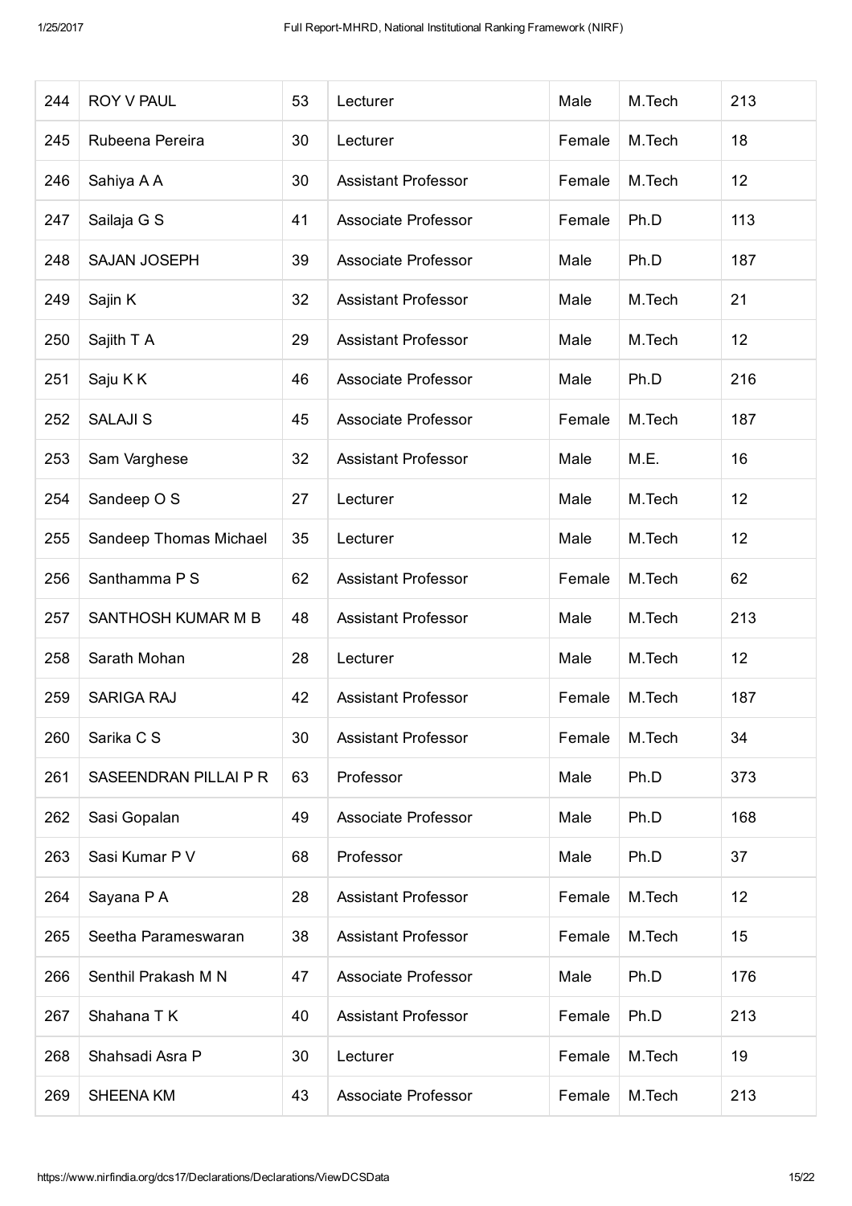| 244 | ROY V PAUL | 53 | Lecturer | Male | M.Tech | 213 |
|---|---|---|---|---|---|---|
| 245 | Rubeena Pereira | 30 | Lecturer | Female | M.Tech | 18 |
| 246 | Sahiya A A | 30 | Assistant Professor | Female | M.Tech | 12 |
| 247 | Sailaja G S | 41 | Associate Professor | Female | Ph.D | 113 |
| 248 | SAJAN JOSEPH | 39 | Associate Professor | Male | Ph.D | 187 |
| 249 | Sajin K | 32 | Assistant Professor | Male | M.Tech | 21 |
| 250 | Sajith T A | 29 | Assistant Professor | Male | M.Tech | 12 |
| 251 | Saju K K | 46 | Associate Professor | Male | Ph.D | 216 |
| 252 | SALAJI S | 45 | Associate Professor | Female | M.Tech | 187 |
| 253 | Sam Varghese | 32 | Assistant Professor | Male | M.E. | 16 |
| 254 | Sandeep O S | 27 | Lecturer | Male | M.Tech | 12 |
| 255 | Sandeep Thomas Michael | 35 | Lecturer | Male | M.Tech | 12 |
| 256 | Santhamma P S | 62 | Assistant Professor | Female | M.Tech | 62 |
| 257 | SANTHOSH KUMAR M B | 48 | Assistant Professor | Male | M.Tech | 213 |
| 258 | Sarath Mohan | 28 | Lecturer | Male | M.Tech | 12 |
| 259 | SARIGA RAJ | 42 | Assistant Professor | Female | M.Tech | 187 |
| 260 | Sarika C S | 30 | Assistant Professor | Female | M.Tech | 34 |
| 261 | SASEENDRAN PILLAI P R | 63 | Professor | Male | Ph.D | 373 |
| 262 | Sasi Gopalan | 49 | Associate Professor | Male | Ph.D | 168 |
| 263 | Sasi Kumar P V | 68 | Professor | Male | Ph.D | 37 |
| 264 | Sayana P A | 28 | Assistant Professor | Female | M.Tech | 12 |
| 265 | Seetha Parameswaran | 38 | Assistant Professor | Female | M.Tech | 15 |
| 266 | Senthil Prakash M N | 47 | Associate Professor | Male | Ph.D | 176 |
| 267 | Shahana T K | 40 | Assistant Professor | Female | Ph.D | 213 |
| 268 | Shahsadi Asra P | 30 | Lecturer | Female | M.Tech | 19 |
| 269 | SHEENA KM | 43 | Associate Professor | Female | M.Tech | 213 |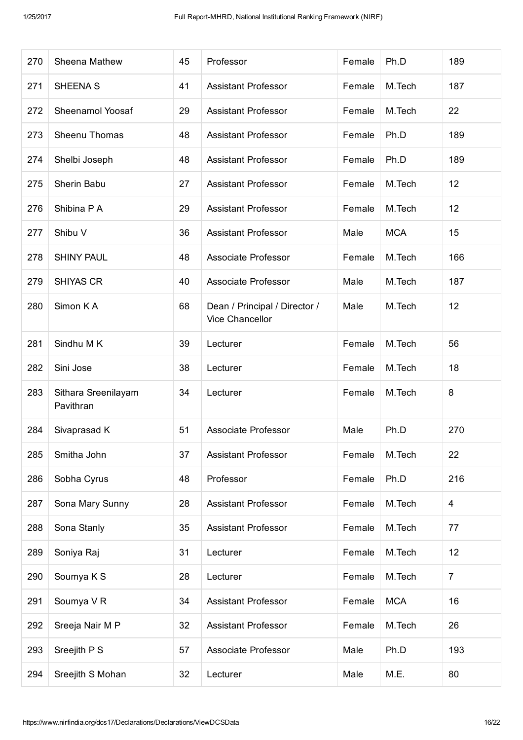| 270 | Sheena Mathew | 45 | Professor | Female | Ph.D | 189 |
|---|---|---|---|---|---|---|
| 271 | SHEENA S | 41 | Assistant Professor | Female | M.Tech | 187 |
| 272 | Sheenamol Yoosaf | 29 | Assistant Professor | Female | M.Tech | 22 |
| 273 | Sheenu Thomas | 48 | Assistant Professor | Female | Ph.D | 189 |
| 274 | Shelbi Joseph | 48 | Assistant Professor | Female | Ph.D | 189 |
| 275 | Sherin Babu | 27 | Assistant Professor | Female | M.Tech | 12 |
| 276 | Shibina P A | 29 | Assistant Professor | Female | M.Tech | 12 |
| 277 | Shibu V | 36 | Assistant Professor | Male | MCA | 15 |
| 278 | SHINY PAUL | 48 | Associate Professor | Female | M.Tech | 166 |
| 279 | SHIYAS CR | 40 | Associate Professor | Male | M.Tech | 187 |
| 280 | Simon K A | 68 | Dean / Principal / Director / Vice Chancellor | Male | M.Tech | 12 |
| 281 | Sindhu M K | 39 | Lecturer | Female | M.Tech | 56 |
| 282 | Sini Jose | 38 | Lecturer | Female | M.Tech | 18 |
| 283 | Sithara Sreenilayam Pavithran | 34 | Lecturer | Female | M.Tech | 8 |
| 284 | Sivaprasad K | 51 | Associate Professor | Male | Ph.D | 270 |
| 285 | Smitha John | 37 | Assistant Professor | Female | M.Tech | 22 |
| 286 | Sobha Cyrus | 48 | Professor | Female | Ph.D | 216 |
| 287 | Sona Mary Sunny | 28 | Assistant Professor | Female | M.Tech | 4 |
| 288 | Sona Stanly | 35 | Assistant Professor | Female | M.Tech | 77 |
| 289 | Soniya Raj | 31 | Lecturer | Female | M.Tech | 12 |
| 290 | Soumya K S | 28 | Lecturer | Female | M.Tech | 7 |
| 291 | Soumya V R | 34 | Assistant Professor | Female | MCA | 16 |
| 292 | Sreeja Nair M P | 32 | Assistant Professor | Female | M.Tech | 26 |
| 293 | Sreejith P S | 57 | Associate Professor | Male | Ph.D | 193 |
| 294 | Sreejith S Mohan | 32 | Lecturer | Male | M.E. | 80 |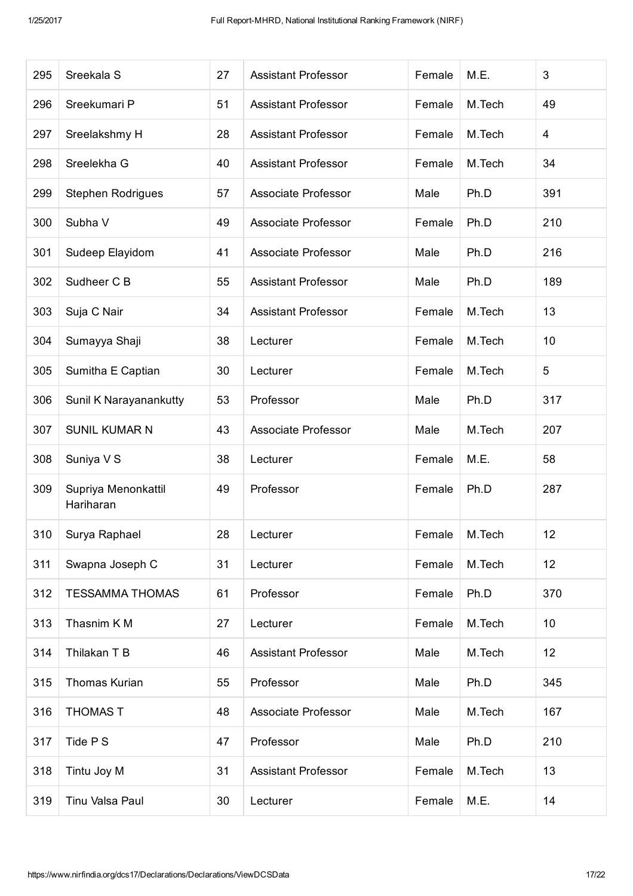| 295 | Sreekala S | 27 | Assistant Professor | Female | M.E. | 3 |
|---|---|---|---|---|---|---|
| 296 | Sreekumari P | 51 | Assistant Professor | Female | M.Tech | 49 |
| 297 | Sreelakshmy H | 28 | Assistant Professor | Female | M.Tech | 4 |
| 298 | Sreelekha G | 40 | Assistant Professor | Female | M.Tech | 34 |
| 299 | Stephen Rodrigues | 57 | Associate Professor | Male | Ph.D | 391 |
| 300 | Subha V | 49 | Associate Professor | Female | Ph.D | 210 |
| 301 | Sudeep Elayidom | 41 | Associate Professor | Male | Ph.D | 216 |
| 302 | Sudheer C B | 55 | Assistant Professor | Male | Ph.D | 189 |
| 303 | Suja C Nair | 34 | Assistant Professor | Female | M.Tech | 13 |
| 304 | Sumayya Shaji | 38 | Lecturer | Female | M.Tech | 10 |
| 305 | Sumitha E Captian | 30 | Lecturer | Female | M.Tech | 5 |
| 306 | Sunil K Narayanankutty | 53 | Professor | Male | Ph.D | 317 |
| 307 | SUNIL KUMAR N | 43 | Associate Professor | Male | M.Tech | 207 |
| 308 | Suniya V S | 38 | Lecturer | Female | M.E. | 58 |
| 309 | Supriya Menonkattil Hariharan | 49 | Professor | Female | Ph.D | 287 |
| 310 | Surya Raphael | 28 | Lecturer | Female | M.Tech | 12 |
| 311 | Swapna Joseph C | 31 | Lecturer | Female | M.Tech | 12 |
| 312 | TESSAMMA THOMAS | 61 | Professor | Female | Ph.D | 370 |
| 313 | Thasnim K M | 27 | Lecturer | Female | M.Tech | 10 |
| 314 | Thilakan T B | 46 | Assistant Professor | Male | M.Tech | 12 |
| 315 | Thomas Kurian | 55 | Professor | Male | Ph.D | 345 |
| 316 | THOMAS T | 48 | Associate Professor | Male | M.Tech | 167 |
| 317 | Tide P S | 47 | Professor | Male | Ph.D | 210 |
| 318 | Tintu Joy M | 31 | Assistant Professor | Female | M.Tech | 13 |
| 319 | Tinu Valsa Paul | 30 | Lecturer | Female | M.E. | 14 |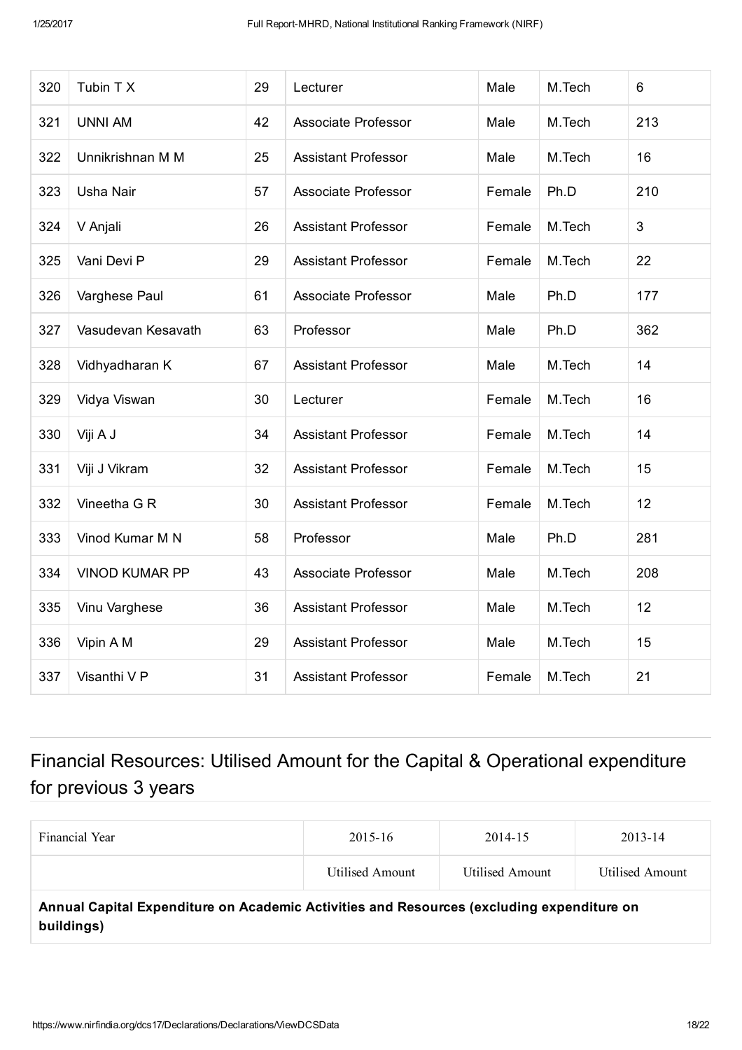| 320 | Tubin T X | 29 | Lecturer | Male | M.Tech | 6 |
|---|---|---|---|---|---|---|
| 321 | UNNI AM | 42 | Associate Professor | Male | M.Tech | 213 |
| 322 | Unnikrishnan M M | 25 | Assistant Professor | Male | M.Tech | 16 |
| 323 | Usha Nair | 57 | Associate Professor | Female | Ph.D | 210 |
| 324 | V Anjali | 26 | Assistant Professor | Female | M.Tech | 3 |
| 325 | Vani Devi P | 29 | Assistant Professor | Female | M.Tech | 22 |
| 326 | Varghese Paul | 61 | Associate Professor | Male | Ph.D | 177 |
| 327 | Vasudevan Kesavath | 63 | Professor | Male | Ph.D | 362 |
| 328 | Vidhyadharan K | 67 | Assistant Professor | Male | M.Tech | 14 |
| 329 | Vidya Viswan | 30 | Lecturer | Female | M.Tech | 16 |
| 330 | Viji A J | 34 | Assistant Professor | Female | M.Tech | 14 |
| 331 | Viji J Vikram | 32 | Assistant Professor | Female | M.Tech | 15 |
| 332 | Vineetha G R | 30 | Assistant Professor | Female | M.Tech | 12 |
| 333 | Vinod Kumar M N | 58 | Professor | Male | Ph.D | 281 |
| 334 | VINOD KUMAR PP | 43 | Associate Professor | Male | M.Tech | 208 |
| 335 | Vinu Varghese | 36 | Assistant Professor | Male | M.Tech | 12 |
| 336 | Vipin A M | 29 | Assistant Professor | Male | M.Tech | 15 |
| 337 | Visanthi V P | 31 | Assistant Professor | Female | M.Tech | 21 |

## Financial Resources: Utilised Amount for the Capital & Operational expenditure for previous 3 years

| Financial Year | 2015-16 | 2014-15 | 2013-14 |
|---|---|---|---|
| | Utilised Amount | Utilised Amount | Utilised Amount |
| **Annual Capital Expenditure on Academic Activities and Resources (excluding expenditure on buildings)** | | | |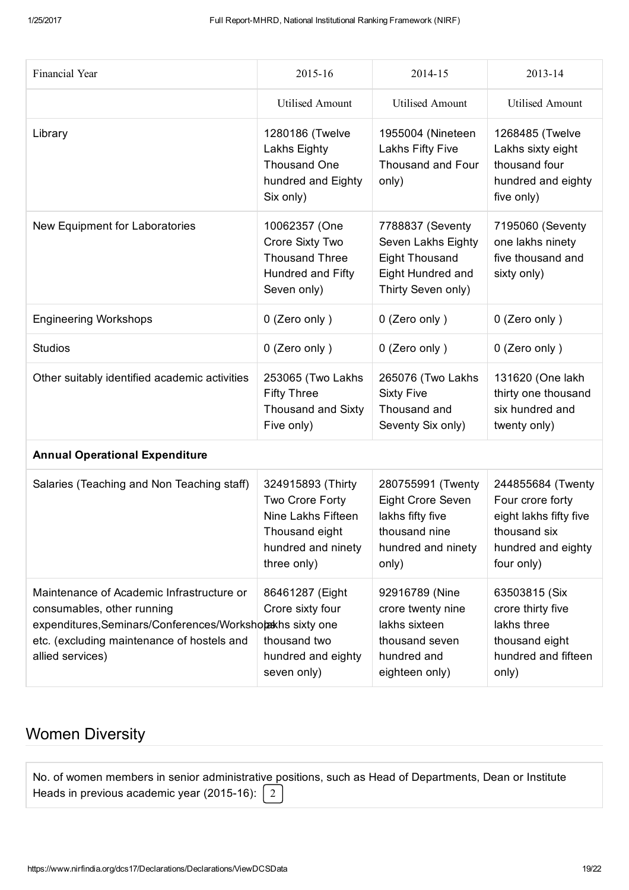| Financial Year | 2015-16 | 2014-15 | 2013-14 |
|---|---|---|---|
| | Utilised Amount | Utilised Amount | Utilised Amount |
| Library | 1280186 (Twelve Lakhs Eighty Thousand One hundred and Eighty Six only) | 1955004 (Nineteen Lakhs Fifty Five Thousand and Four only) | 1268485 (Twelve Lakhs sixty eight thousand four hundred and eighty five only) |
| New Equipment for Laboratories | 10062357 (One Crore Sixty Two Thousand Three Hundred and Fifty Seven only) | 7788837 (Seventy Seven Lakhs Eighty Eight Thousand Eight Hundred and Thirty Seven only) | 7195060 (Seventy one lakhs ninety five thousand and sixty only) |
| Engineering Workshops | 0 (Zero only ) | 0 (Zero only ) | 0 (Zero only ) |
| Studios | 0 (Zero only ) | 0 (Zero only ) | 0 (Zero only ) |
| Other suitably identified academic activities | 253065 (Two Lakhs Fifty Three Thousand and Sixty Five only) | 265076 (Two Lakhs Sixty Five Thousand and Seventy Six only) | 131620 (One lakh thirty one thousand six hundred and twenty only) |
| **Annual Operational Expenditure** | | | |
| Salaries (Teaching and Non Teaching staff) | 324915893 (Thirty Two Crore Forty Nine Lakhs Fifteen Thousand eight hundred and ninety three only) | 280755991 (Twenty Eight Crore Seven lakhs fifty five thousand nine hundred and ninety only) | 244855684 (Twenty Four crore forty eight lakhs fifty five thousand six hundred and eighty four only) |
| Maintenance of Academic Infrastructure or consumables, other running expenditures,Seminars/Conferences/Workshops etc. (excluding maintenance of hostels and allied services) | 86461287 (Eight Crore sixty four lakhs sixty one thousand two hundred and eighty seven only) | 92916789 (Nine crore twenty nine lakhs sixteen thousand seven hundred and eighteen only) | 63503815 (Six crore thirty five lakhs three thousand eight hundred and fifteen only) |

## Women Diversity

No. of women members in senior administrative positions, such as Head of Departments, Dean or Institute Heads in previous academic year (2015-16): 2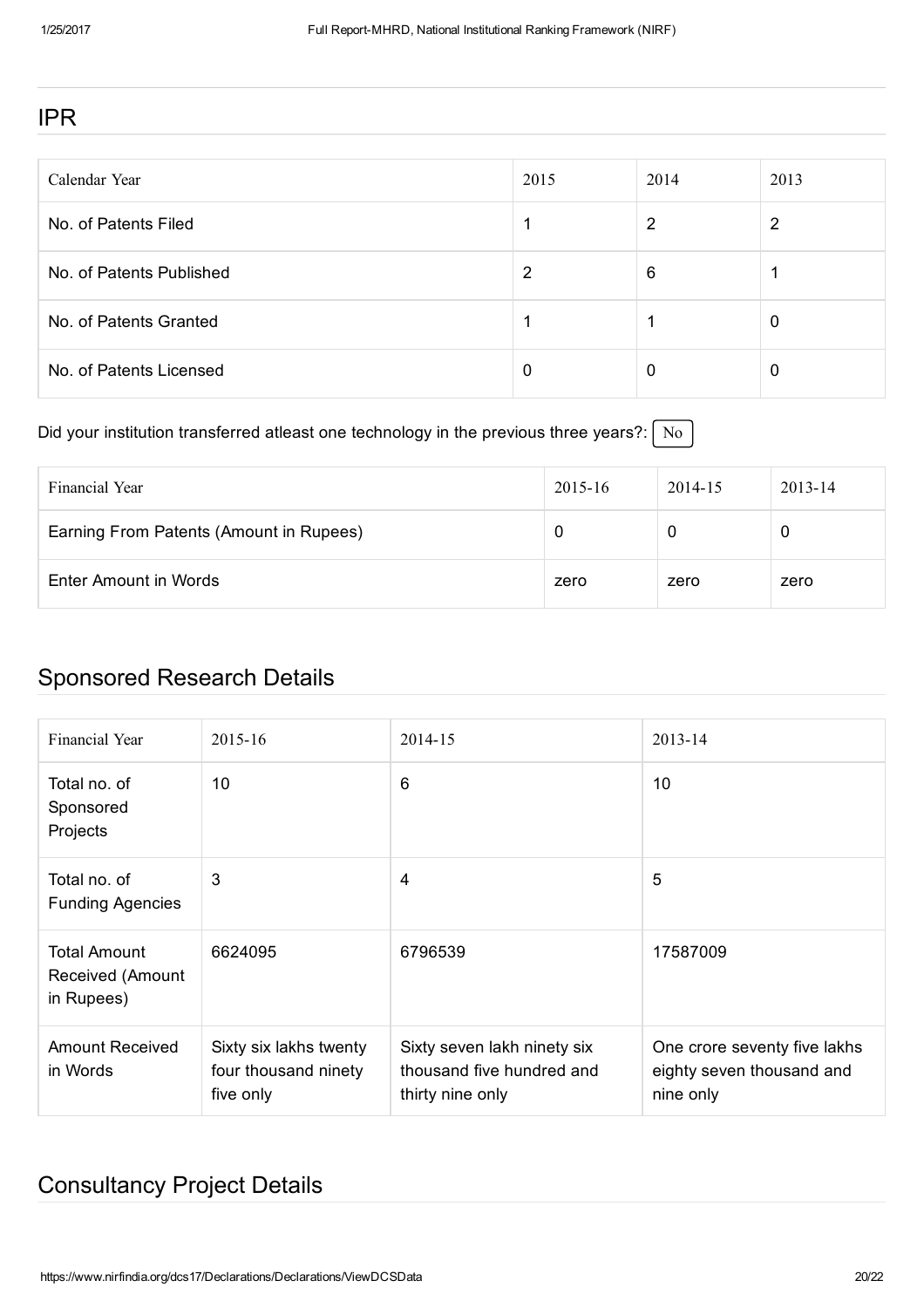## IPR

| Calendar Year | 2015 | 2014 | 2013 |
|---|---|---|---|
| No. of Patents Filed | 1 | 2 | 2 |
| No. of Patents Published | 2 | 6 | 1 |
| No. of Patents Granted | 1 | 1 | 0 |
| No. of Patents Licensed | 0 | 0 | 0 |

Did your institution transferred atleast one technology in the previous three years?: No

| Financial Year | 2015-16 | 2014-15 | 2013-14 |
|---|---|---|---|
| Earning From Patents (Amount in Rupees) | 0 | 0 | 0 |
| Enter Amount in Words | zero | zero | zero |

## Sponsored Research Details

| Financial Year | 2015-16 | 2014-15 | 2013-14 |
|---|---|---|---|
| Total no. of Sponsored Projects | 10 | 6 | 10 |
| Total no. of Funding Agencies | 3 | 4 | 5 |
| Total Amount Received (Amount in Rupees) | 6624095 | 6796539 | 17587009 |
| Amount Received in Words | Sixty six lakhs twenty four thousand ninety five only | Sixty seven lakh ninety six thousand five hundred and thirty nine only | One crore seventy five lakhs eighty seven thousand and nine only |

## Consultancy Project Details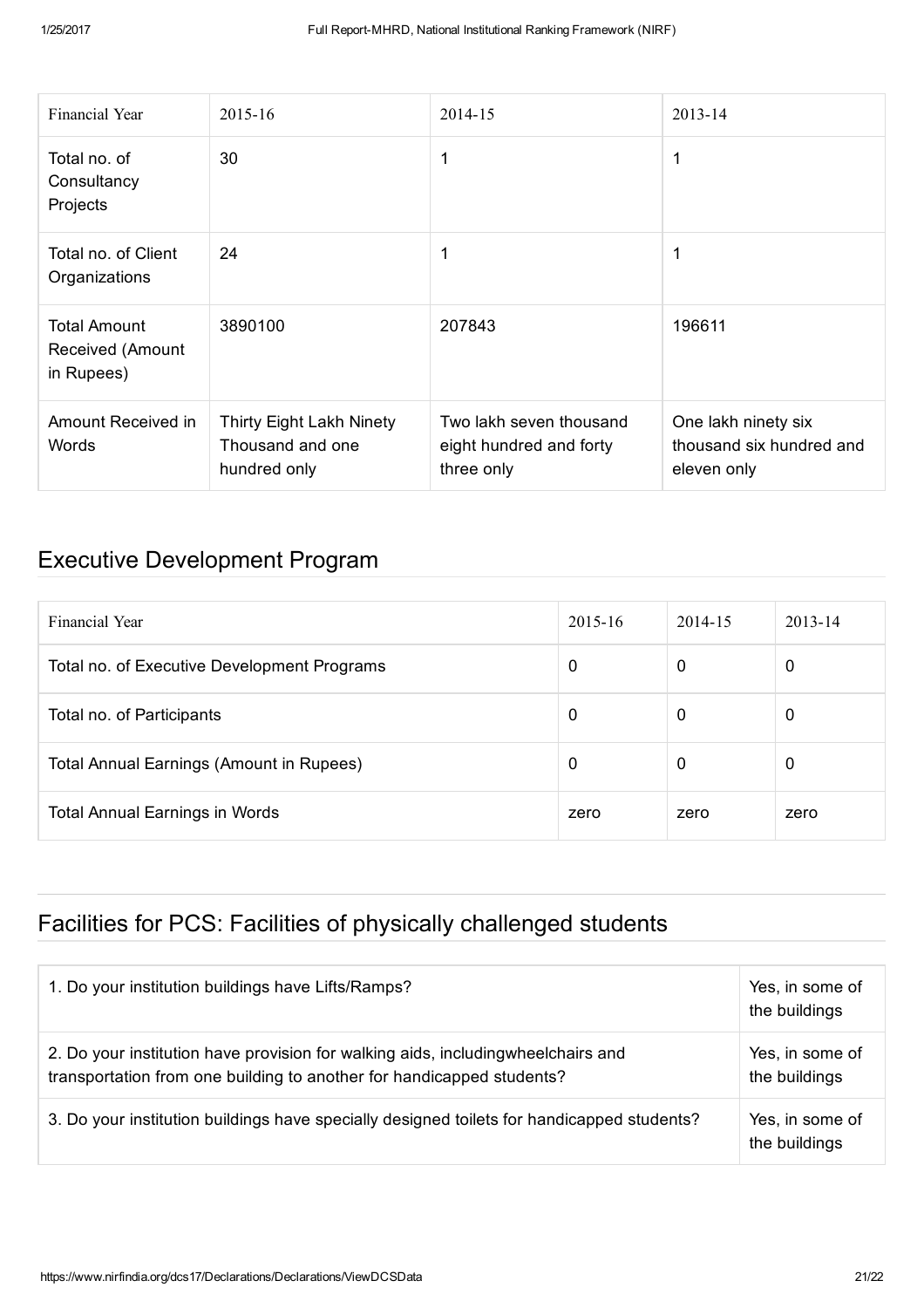| Financial Year | 2015-16 | 2014-15 | 2013-14 |
|---|---|---|---|
| Total no. of Consultancy Projects | 30 | 1 | 1 |
| Total no. of Client Organizations | 24 | 1 | 1 |
| Total Amount Received (Amount in Rupees) | 3890100 | 207843 | 196611 |
| Amount Received in Words | Thirty Eight Lakh Ninety Thousand and one hundred only | Two lakh seven thousand eight hundred and forty three only | One lakh ninety six thousand six hundred and eleven only |

## Executive Development Program

| Financial Year | 2015-16 | 2014-15 | 2013-14 |
|---|---|---|---|
| Total no. of Executive Development Programs | 0 | 0 | 0 |
| Total no. of Participants | 0 | 0 | 0 |
| Total Annual Earnings (Amount in Rupees) | 0 | 0 | 0 |
| Total Annual Earnings in Words | zero | zero | zero |

## Facilities for PCS: Facilities of physically challenged students

| | |
|---|---|
| 1. Do your institution buildings have Lifts/Ramps? | Yes, in some of the buildings |
| 2. Do your institution have provision for walking aids, includingwheelchairs and transportation from one building to another for handicapped students? | Yes, in some of the buildings |
| 3. Do your institution buildings have specially designed toilets for handicapped students? | Yes, in some of the buildings |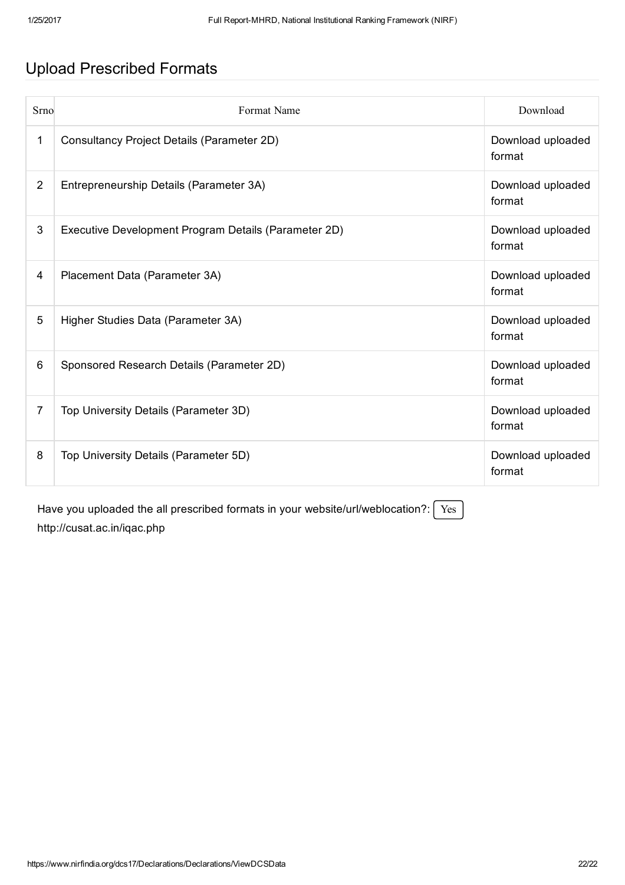## Upload Prescribed Formats

| Srno | Format Name | Download |
|---|---|---|
| 1 | Consultancy Project Details (Parameter 2D) | Download uploaded format |
| 2 | Entrepreneurship Details (Parameter 3A) | Download uploaded format |
| 3 | Executive Development Program Details (Parameter 2D) | Download uploaded format |
| 4 | Placement Data (Parameter 3A) | Download uploaded format |
| 5 | Higher Studies Data (Parameter 3A) | Download uploaded format |
| 6 | Sponsored Research Details (Parameter 2D) | Download uploaded format |
| 7 | Top University Details (Parameter 3D) | Download uploaded format |
| 8 | Top University Details (Parameter 5D) | Download uploaded format |

Have you uploaded the all prescribed formats in your website/url/weblocation?: Yes
http://cusat.ac.in/iqac.php